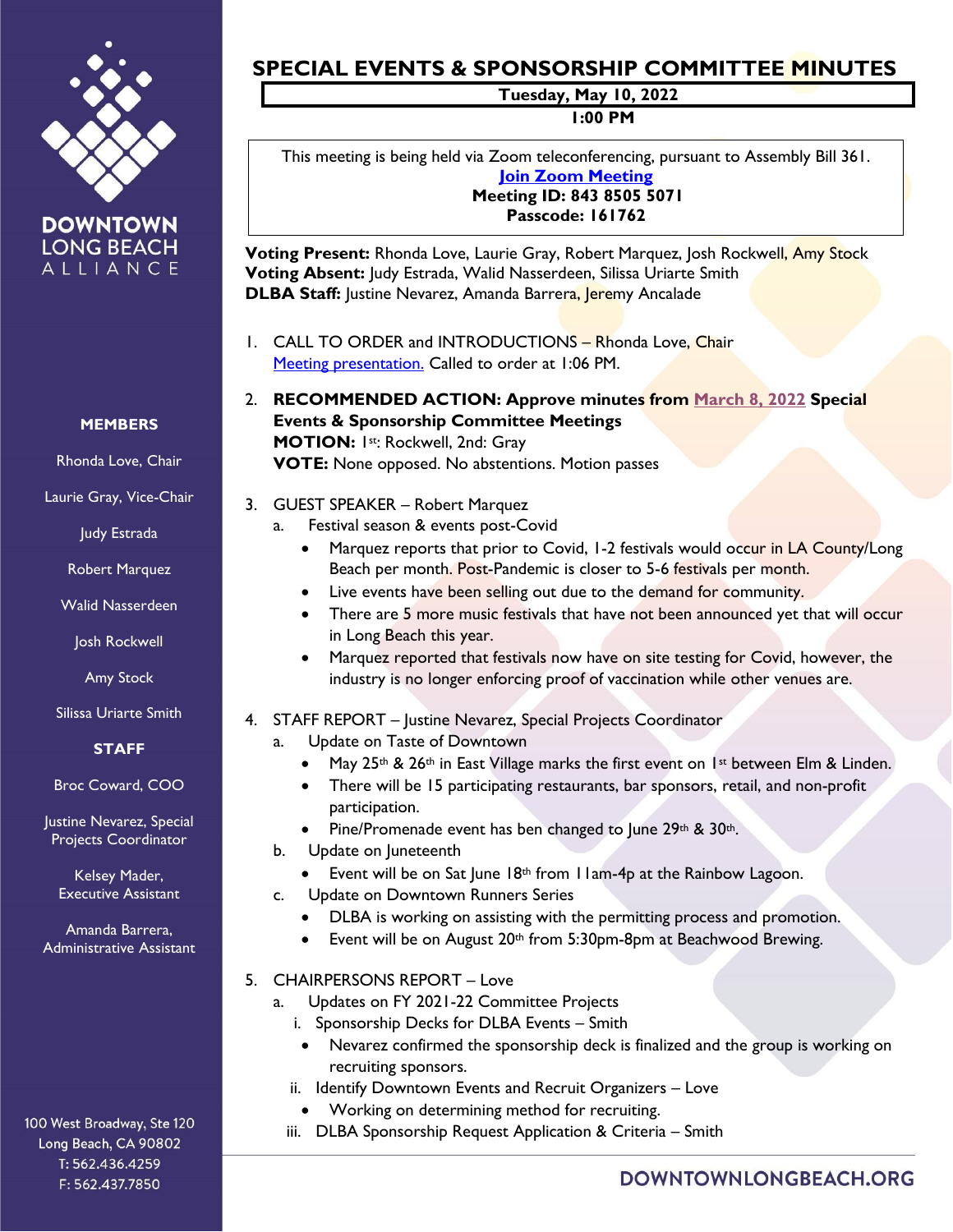# SPECIAL EVENTS & SPONSORSHIP COMMITTEE MINUTES

**Tuesday, May 10, 2022**
**1:00 PM**

This meeting is being held via Zoom teleconferencing, pursuant to Assembly Bill 361.
**Join Zoom Meeting**
**Meeting ID: 843 8505 5071**
**Passcode: 161762**

**Voting Present:** Rhonda Love, Laurie Gray, Robert Marquez, Josh Rockwell, Amy Stock
**Voting Absent:** Judy Estrada, Walid Nasserdeen, Silissa Uriarte Smith
**DLBA Staff:** Justine Nevarez, Amanda Barrera, Jeremy Ancalade

1. CALL TO ORDER and INTRODUCTIONS – Rhonda Love, Chair
   Meeting presentation. Called to order at 1:06 PM.

2. **RECOMMENDED ACTION: Approve minutes from March 8, 2022 Special Events & Sponsorship Committee Meetings**
   **MOTION:** 1st: Rockwell, 2nd: Gray
   **VOTE:** None opposed. No abstentions. Motion passes

3. GUEST SPEAKER – Robert Marquez
   a. Festival season & events post-Covid
      - Marquez reports that prior to Covid, 1-2 festivals would occur in LA County/Long Beach per month. Post-Pandemic is closer to 5-6 festivals per month.
      - Live events have been selling out due to the demand for community.
      - There are 5 more music festivals that have not been announced yet that will occur in Long Beach this year.
      - Marquez reported that festivals now have on site testing for Covid, however, the industry is no longer enforcing proof of vaccination while other venues are.

4. STAFF REPORT – Justine Nevarez, Special Projects Coordinator
   a. Update on Taste of Downtown
      - May 25th & 26th in East Village marks the first event on 1st between Elm & Linden.
      - There will be 15 participating restaurants, bar sponsors, retail, and non-profit participation.
      - Pine/Promenade event has ben changed to June 29th & 30th.
   b. Update on Juneteenth
      - Event will be on Sat June 18th from 11am-4p at the Rainbow Lagoon.
   c. Update on Downtown Runners Series
      - DLBA is working on assisting with the permitting process and promotion.
      - Event will be on August 20th from 5:30pm-8pm at Beachwood Brewing.

5. CHAIRPERSONS REPORT – Love
   a. Updates on FY 2021-22 Committee Projects
      i. Sponsorship Decks for DLBA Events – Smith
         - Nevarez confirmed the sponsorship deck is finalized and the group is working on recruiting sponsors.
      ii. Identify Downtown Events and Recruit Organizers – Love
         - Working on determining method for recruiting.
      iii. DLBA Sponsorship Request Application & Criteria – Smith

**MEMBERS**

Rhonda Love, Chair
Laurie Gray, Vice-Chair
Judy Estrada
Robert Marquez
Walid Nasserdeen
Josh Rockwell
Amy Stock
Silissa Uriarte Smith

**STAFF**

Broc Coward, COO
Justine Nevarez, Special Projects Coordinator
Kelsey Mader, Executive Assistant
Amanda Barrera, Administrative Assistant

100 West Broadway, Ste 120
Long Beach, CA 90802
T: 562.436.4259
F: 562.437.7850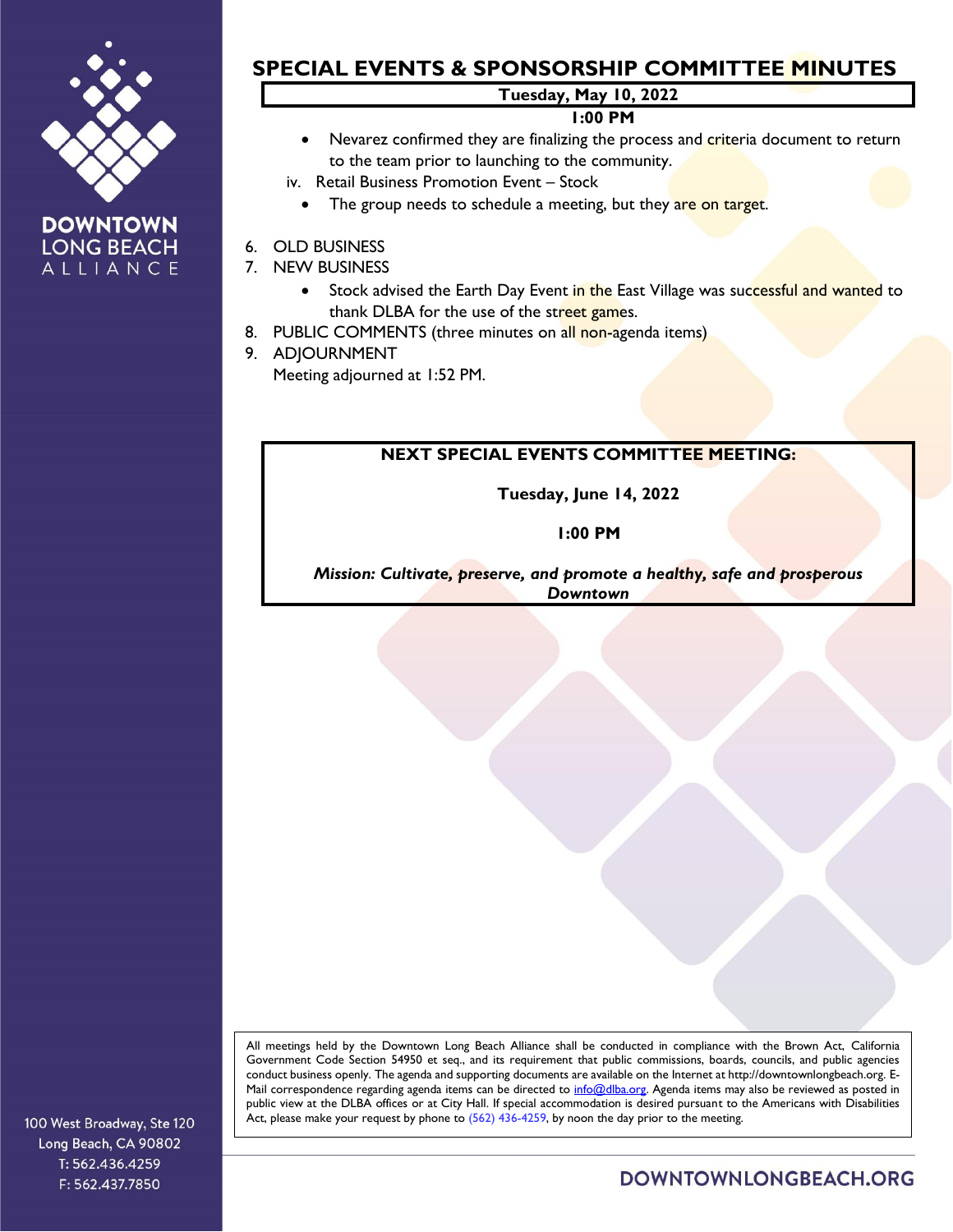# SPECIAL EVENTS & SPONSORSHIP COMMITTEE MINUTES

**Tuesday, May 10, 2022**

**1:00 PM**

- Nevarez confirmed they are finalizing the process and criteria document to return to the team prior to launching to the community.

iv. Retail Business Promotion Event – Stock

- The group needs to schedule a meeting, but they are on target.

6. OLD BUSINESS
7. NEW BUSINESS
   - Stock advised the Earth Day Event in the East Village was successful and wanted to thank DLBA for the use of the street games.
8. PUBLIC COMMENTS (three minutes on all non-agenda items)
9. ADJOURNMENT

   Meeting adjourned at 1:52 PM.

**NEXT SPECIAL EVENTS COMMITTEE MEETING:**

**Tuesday, June 14, 2022**

**1:00 PM**

***Mission: Cultivate, preserve, and promote a healthy, safe and prosperous Downtown***

All meetings held by the Downtown Long Beach Alliance shall be conducted in compliance with the Brown Act, California Government Code Section 54950 et seq., and its requirement that public commissions, boards, councils, and public agencies conduct business openly. The agenda and supporting documents are available on the Internet at http://downtownlongbeach.org. E-Mail correspondence regarding agenda items can be directed to info@dlba.org. Agenda items may also be reviewed as posted in public view at the DLBA offices or at City Hall. If special accommodation is desired pursuant to the Americans with Disabilities Act, please make your request by phone to (562) 436-4259, by noon the day prior to the meeting.

DOWNTOWN LONG BEACH ALLIANCE

100 West Broadway, Ste 120
Long Beach, CA 90802
T: 562.436.4259
F: 562.437.7850

DOWNTOWNLONGBEACH.ORG